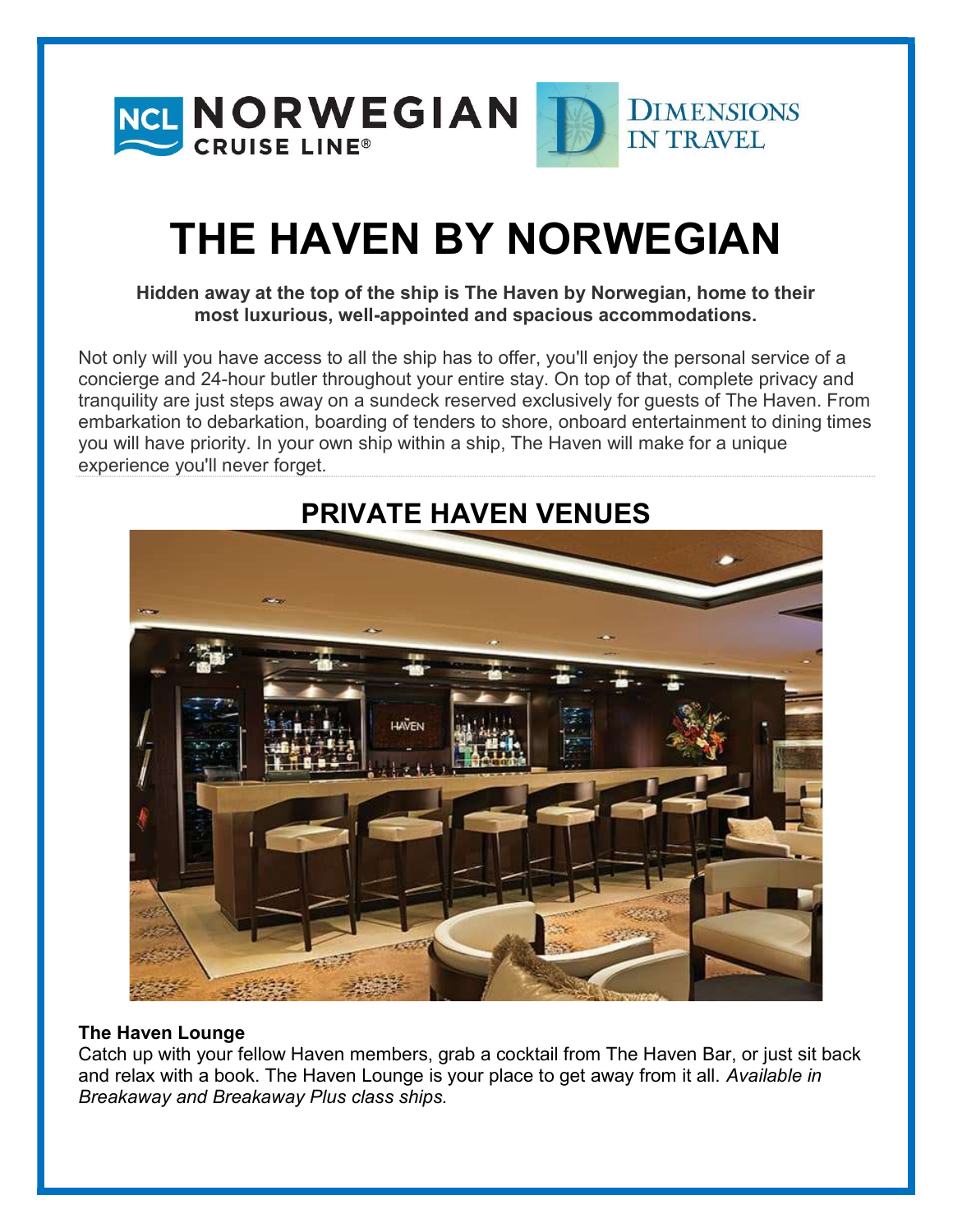# THE HAVEN BY NORWEGIAN

**Hidden away at the top of the ship is The Haven by Norwegian, home to their most luxurious, well-appointed and spacious accommodations.**

Not only will you have access to all the ship has to offer, you'll enjoy the personal service of a concierge and 24-hour butler throughout your entire stay. On top of that, complete privacy and tranquility are just steps away on a sundeck reserved exclusively for guests of The Haven. From embarkation to debarkation, boarding of tenders to shore, onboard entertainment to dining times you will have priority. In your own ship within a ship, The Haven will make for a unique experience you'll never forget.

## PRIVATE HAVEN VENUES

**The Haven Lounge**
Catch up with your fellow Haven members, grab a cocktail from The Haven Bar, or just sit back and relax with a book. The Haven Lounge is your place to get away from it all. *Available in Breakaway and Breakaway Plus class ships.*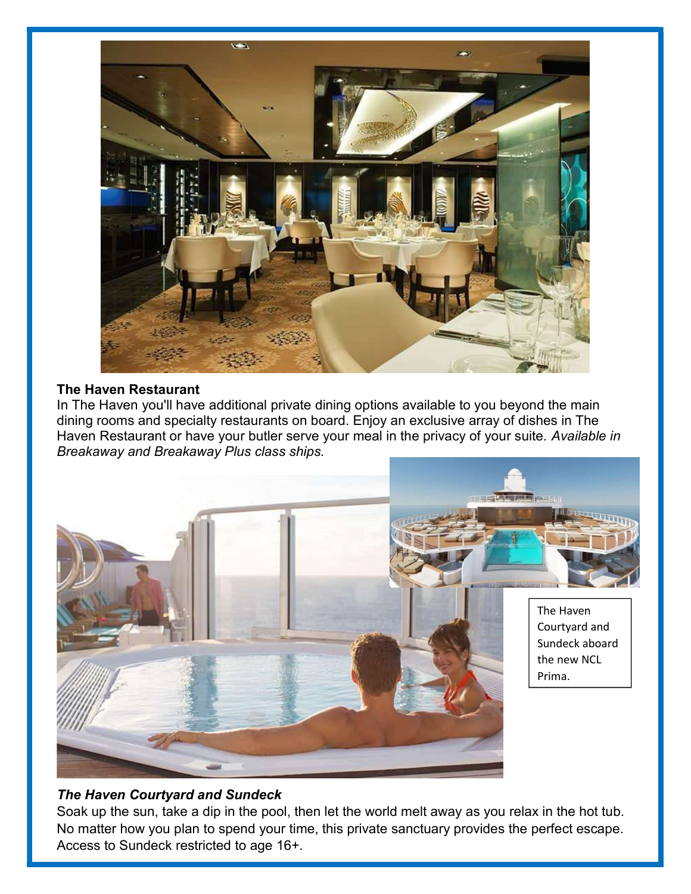**The Haven Restaurant**

In The Haven you'll have additional private dining options available to you beyond the main dining rooms and specialty restaurants on board. Enjoy an exclusive array of dishes in The Haven Restaurant or have your butler serve your meal in the privacy of your suite. *Available in Breakaway and Breakaway Plus class ships.*

The Haven Courtyard and Sundeck aboard the new NCL Prima.

***The Haven Courtyard and Sundeck***

Soak up the sun, take a dip in the pool, then let the world melt away as you relax in the hot tub. No matter how you plan to spend your time, this private sanctuary provides the perfect escape. Access to Sundeck restricted to age 16+.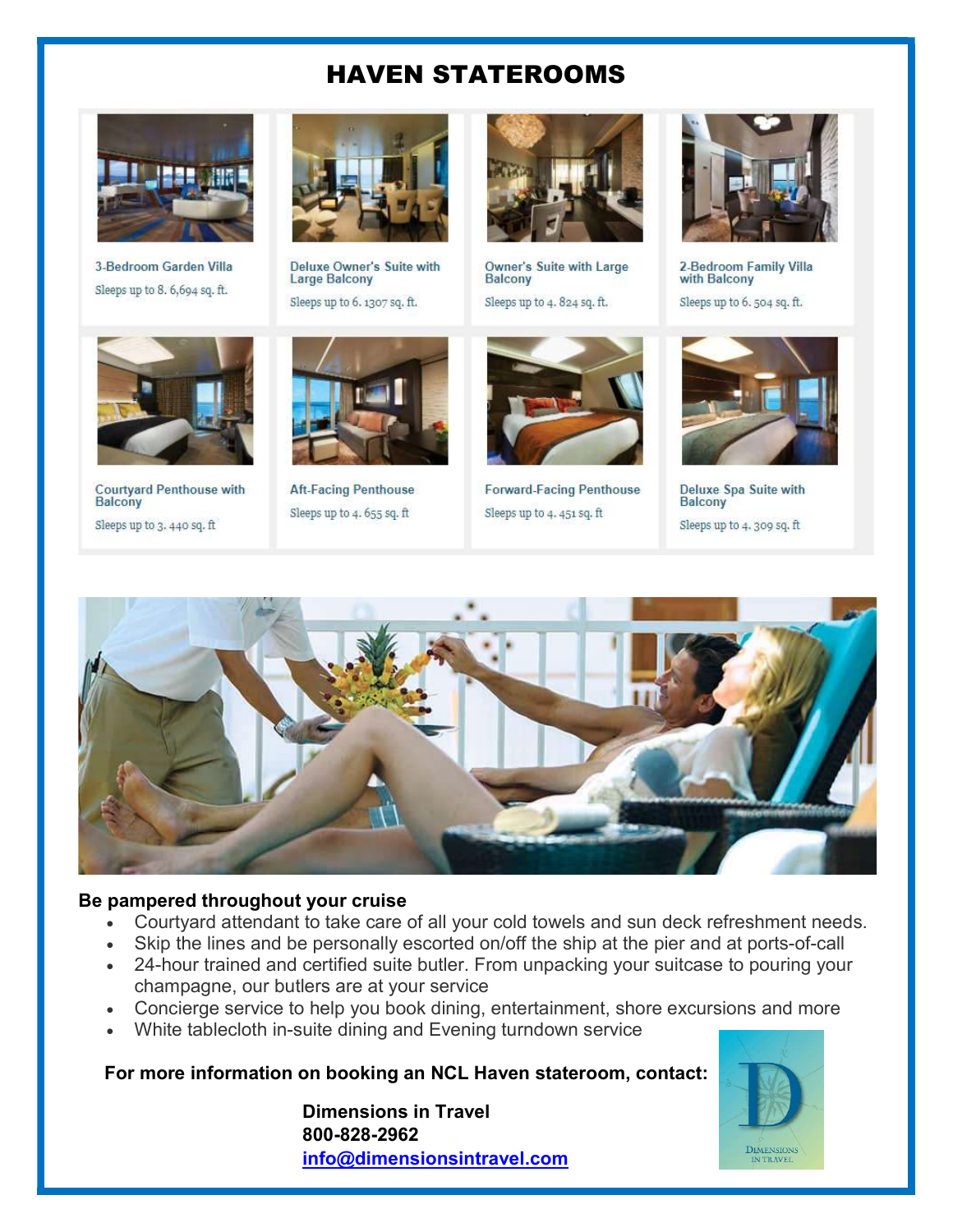# HAVEN STATEROOMS

3-Bedroom Garden Villa

Sleeps up to 8. 6,694 sq. ft.

Deluxe Owner's Suite with Large Balcony

Sleeps up to 6. 1307 sq. ft.

Owner's Suite with Large Balcony

Sleeps up to 4. 824 sq. ft.

2-Bedroom Family Villa with Balcony

Sleeps up to 6. 504 sq. ft.

Courtyard Penthouse with Balcony

Sleeps up to 3. 440 sq. ft

Aft-Facing Penthouse

Sleeps up to 4. 655 sq. ft

Forward-Facing Penthouse

Sleeps up to 4. 451 sq. ft

Deluxe Spa Suite with Balcony

Sleeps up to 4. 309 sq. ft

**Be pampered throughout your cruise**

- Courtyard attendant to take care of all your cold towels and sun deck refreshment needs.
- Skip the lines and be personally escorted on/off the ship at the pier and at ports-of-call
- 24-hour trained and certified suite butler. From unpacking your suitcase to pouring your champagne, our butlers are at your service
- Concierge service to help you book dining, entertainment, shore excursions and more
- White tablecloth in-suite dining and Evening turndown service

**For more information on booking an NCL Haven stateroom, contact:**

**Dimensions in Travel**
**800-828-2962**
**info@dimensionsintravel.com**